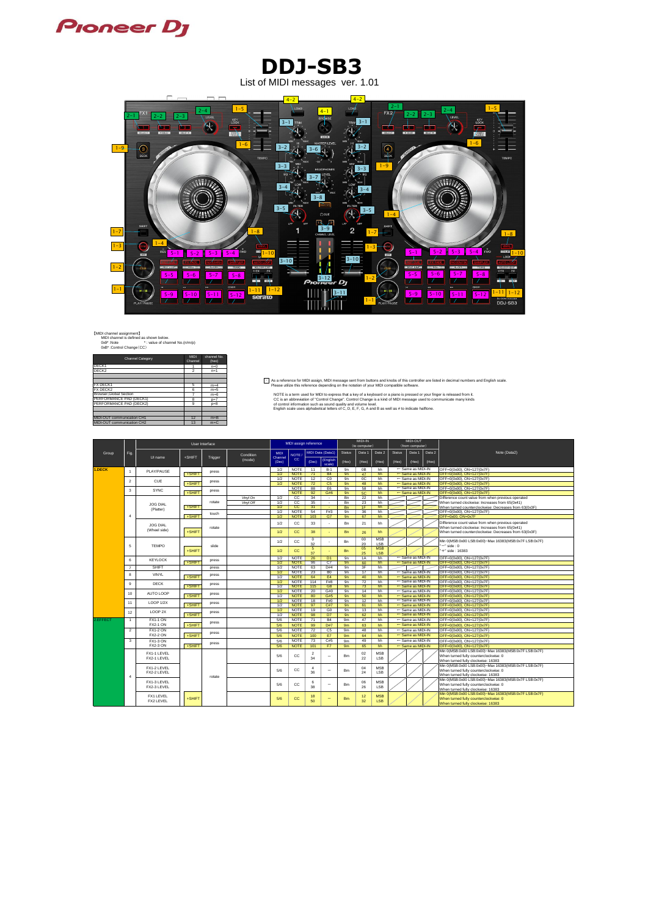# DDJ-SB3

List of MIDI messages ver. 1.01

【MIDI channel assignment】
MIDI channel is defined as shown below.
0x9* :Note  * : value of channel No.(n/m/p)
0xB* :Control Change（CC）

| Channel Category | MIDI Channel | channel No. (hex) |
|---|---|---|
| DECK1 | 1 | n=0 |
| DECK2 | 2 | n=1 |
| | | |
| | | |
| FX DECK1 | 5 | m=4 |
| FX DECK2 | 6 | m=5 |
| Browser,Global Section | 7 | m=6 |
| PERFORMANCE PAD (DECK1) | 8 | p=7 |
| PERFORMANCE PAD (DECK2) | 9 | p=8 |
| | | |
| MIDI-OUT communication CH1 | 12 | m=B |
| MIDI-OUT communication CH2 | 13 | m=C |

As a reference for MIDI assign, MIDI message sent from buttons and knobs of this controller are listed in decimal numbers and English scale.
Please utilize this reference depending on the notation of your MIDI compatible software.

NOTE is a term used for MIDI to express that a key of a keyboard or a piano is pressed or your finger is released from it.
CC is an abbreviation of "Control Change". Control Change is a kind of MIDI message used to communicate many kinds of control information such as sound quality and volume level.
English scale uses alphabetical letters of C, D, E, F, G, A and B as well as # to indicate halftone.

| Group | Fig. | UI name | +SHIFT | Trigger | Condition (mode) | MIDI Channel (Dec) | NOTE / CC | MIDI Data (Data1) (Dec) | MIDI Data (Data1) (English scale) | MIDI-IN Status (Hex) | MIDI-IN Data 1 (Hex) | MIDI-IN Data 2 (Hex) | MIDI-OUT Status (Hex) | MIDI-OUT Data 1 (Hex) | MIDI-OUT Data 2 (Hex) | Note (Data2) |
|---|---|---|---|---|---|---|---|---|---|---|---|---|---|---|---|---|
| 1.DECK | 1 | PLAY/PAUSE | | press | | 1/2 | NOTE | 11 | B-1 | 9n | 0B | hh | ← Same as MIDI-IN | | | OFF=0(0x00), ON=127(0x7F) |
| | | | +SHIFT | | | 1/2 | NOTE | 71 | B4 | 9n | 47 | hh | ← Same as MIDI-IN | | | OFF=0(0x00), ON=127(0x7F) |
| | 2 | CUE | | press | | 1/2 | NOTE | 12 | C0 | 9n | 0C | hh | ← Same as MIDI-IN | | | OFF=0(0x00), ON=127(0x7F) |
| | | | +SHIFT | | | 1/2 | NOTE | 72 | C5 | 9n | 48 | hh | ← Same as MIDI-IN | | | OFF=0(0x00), ON=127(0x7F) |
| | 3 | SYNC | | press | | | NOTE | 88 | E6 | 9n | 58 | hh | ← Same as MIDI-IN | | | OFF=0(0x00), ON=127(0x7F) |
| | | | +SHIFT | | | | NOTE | 92 | G#6 | 9n | 5C | hh | ← Same as MIDI-IN | | | OFF=0(0x00), ON=127(0x7F) |
| | 4 | JOG DIAL (Platter) | | rotate | Vinyl On | 1/2 | CC | 34 | - | Bn | 22 | hh | | | | Difference count value from when previous operated |
| | | | | | Vinyl Off | 1/2 | CC | 35 | - | Bn | 23 | hh | | | | When turned clockwise: Increases from 65(0x41) |
| | | | +SHIFT | | | 1/2 | CC | 31 | - | Bn | 1F | hh | | | | When turned counterclockwise: Decreases from 63(0x3F) |
| | | | | touch | | 1/2 | NOTE | 54 | F#3 | 9n | 36 | hh | | | | OFF=0(0x00), ON=127(0x7F) |
| | | | +SHIFT | | | 1/2 | NOTE | 103 | G7 | 9n | 67 | hh | | | | OFF=0x00, ON=0x7F |
| | | JOG DIAL (Wheel side) | | rotate | | 1/2 | CC | 33 | - | Bn | 21 | hh | | | | Difference count value from when previous operated<br>When turned clockwise: Increases from 65(0x41)<br>When turned counterclockwise: Decreases from 63(0x3F) |
| | | | +SHIFT | | | 1/2 | CC | 38 | - | Bn | 26 | hh | | | | |
| | 5 | TEMPO | | slide | | 1/2 | CC | 0<br>32 | - | Bn | 00<br>20 | MSB<br>LSB | | | | Min 0(MSB:0x00 LSB:0x00)~Max 16383(MSB:0x7F LSB:0x7F)<br>"−" side : 0<br>"+" side : 16383 |
| | | | +SHIFT | | | 1/2 | CC | 5<br>37 | - | Bn | 05<br>25 | MSB<br>LSB | | | | |
| | 6 | KEYLOCK | | press | | 1/2 | NOTE | 26 | D1 | 9n | 1A | hh | ← Same as MIDI-IN | | | OFF=0(0x00), ON=127(0x7F) |
| | | | +SHIFT | | | 1/2 | NOTE | 96 | C7 | 9n | 60 | hh | ← Same as MIDI-IN | | | OFF=0(0x00), ON=127(0x7F) |
| | 7 | SHIFT | | press | | 1/2 | NOTE | 63 | D#4 | 9n | 3F | hh | | | | OFF=0(0x00), ON=127(0x7F) |
| | 8 | VINYL | | press | | 1/2 | NOTE | 23 | B0 | 9n | 17 | hh | ← Same as MIDI-IN | | | OFF=0(0x00), ON=127(0x7F) |
| | | | +SHIFT | | | 1/2 | NOTE | 64 | E4 | 9n | 40 | hh | ← Same as MIDI-IN | | | OFF=0(0x00), ON=127(0x7F) |
| | 9 | DECK | | press | | 1/2 | NOTE | 114 | F#8 | 9n | 72 | hh | ← Same as MIDI-IN | | | OFF=0(0x00), ON=127(0x7F) |
| | | | +SHIFT | | | 1/2 | NOTE | 115 | G8 | 9n | 73 | hh | ← Same as MIDI-IN | | | OFF=0(0x00), ON=127(0x7F) |
| | 10 | AUTO LOOP | | press | | 1/2 | NOTE | 20 | G#0 | 9n | 14 | hh | ← Same as MIDI-IN | | | OFF=0(0x00), ON=127(0x7F) |
| | | | +SHIFT | | | 1/2 | NOTE | 80 | G#5 | 9n | 50 | hh | ← Same as MIDI-IN | | | OFF=0(0x00), ON=127(0x7F) |
| | 11 | LOOP 1/2X | | press | | 1/2 | NOTE | 18 | F#0 | 9n | 12 | hh | ← Same as MIDI-IN | | | OFF=0(0x00), ON=127(0x7F) |
| | | | +SHIFT | | | 1/2 | NOTE | 97 | C#7 | 9n | 61 | hh | ← Same as MIDI-IN | | | OFF=0(0x00), ON=127(0x7F) |
| | 12 | LOOP 2X | | press | | 1/2 | NOTE | 19 | G0 | 9n | 13 | hh | ← Same as MIDI-IN | | | OFF=0(0x00), ON=127(0x7F) |
| | | | +SHIFT | | | 1/2 | NOTE | 98 | D7 | 9n | 62 | hh | ← Same as MIDI-IN | | | OFF=0(0x00), ON=127(0x7F) |
| 2.EFFECT | 1 | FX1-1 ON | | press | | 5/6 | NOTE | 71 | B4 | 9m | 47 | hh | ← Same as MIDI-IN | | | OFF=0(0x00), ON=127(0x7F) |
| | | FX2-1 ON | +SHIFT | | | 5/6 | NOTE | 99 | D#7 | 9m | 63 | hh | ← Same as MIDI-IN | | | OFF=0(0x00), ON=127(0x7F) |
| | 2 | FX1-2 ON | | press | | 5/6 | NOTE | 72 | C5 | 9m | 48 | hh | ← Same as MIDI-IN | | | OFF=0(0x00), ON=127(0x7F) |
| | | FX2-2 ON | +SHIFT | | | 5/6 | NOTE | 100 | E7 | 9m | 64 | hh | ← Same as MIDI-IN | | | OFF=0(0x00), ON=127(0x7F) |
| | 3 | FX1-3 ON | | press | | 5/6 | NOTE | 73 | C#5 | 9m | 49 | hh | ← Same as MIDI-IN | | | OFF=0(0x00), ON=127(0x7F) |
| | | FX2-3 ON | +SHIFT | | | 5/6 | NOTE | 101 | F7 | 9m | 65 | hh | ← Same as MIDI-IN | | | OFF=0(0x00), ON=127(0x7F) |
| | 4 | FX1-1 LEVEL<br>FX2-1 LEVEL | | rotate | | 5/6 | CC | 2<br>34 | – | Bm | 02<br>22 | MSB<br>LSB | | | | Min 0(MSB:0x00 LSB:0x00)~Max 16383(MSB:0x7F LSB:0x7F)<br>When turned fully counterclockwise: 0<br>When turned fully clockwise: 16383 |
| | | FX1-2 LEVEL<br>FX2-2 LEVEL | | | | 5/6 | CC | 4<br>36 | – | Bm | 04<br>24 | MSB<br>LSB | | | | Min 0(MSB:0x00 LSB:0x00)~Max 16383(MSB:0x7F LSB:0x7F)<br>When turned fully counterclockwise: 0<br>When turned fully clockwise: 16383 |
| | | FX1-3 LEVEL<br>FX2-3 LEVEL | | | | 5/6 | CC | 6<br>38 | – | Bm | 06<br>26 | MSB<br>LSB | | | | Min 0(MSB:0x00 LSB:0x00)~Max 16383(MSB:0x7F LSB:0x7F)<br>When turned fully counterclockwise: 0<br>When turned fully clockwise: 16383 |
| | | FX1 LEVEL<br>FX2 LEVEL | +SHIFT | | | 5/6 | CC | 18<br>50 | – | Bm | 12<br>32 | MSB<br>LSB | | | | Min 0(MSB:0x00 LSB:0x00)~Max 16383(MSB:0x7F LSB:0x7F)<br>When turned fully counterclockwise: 0<br>When turned fully clockwise: 16383 |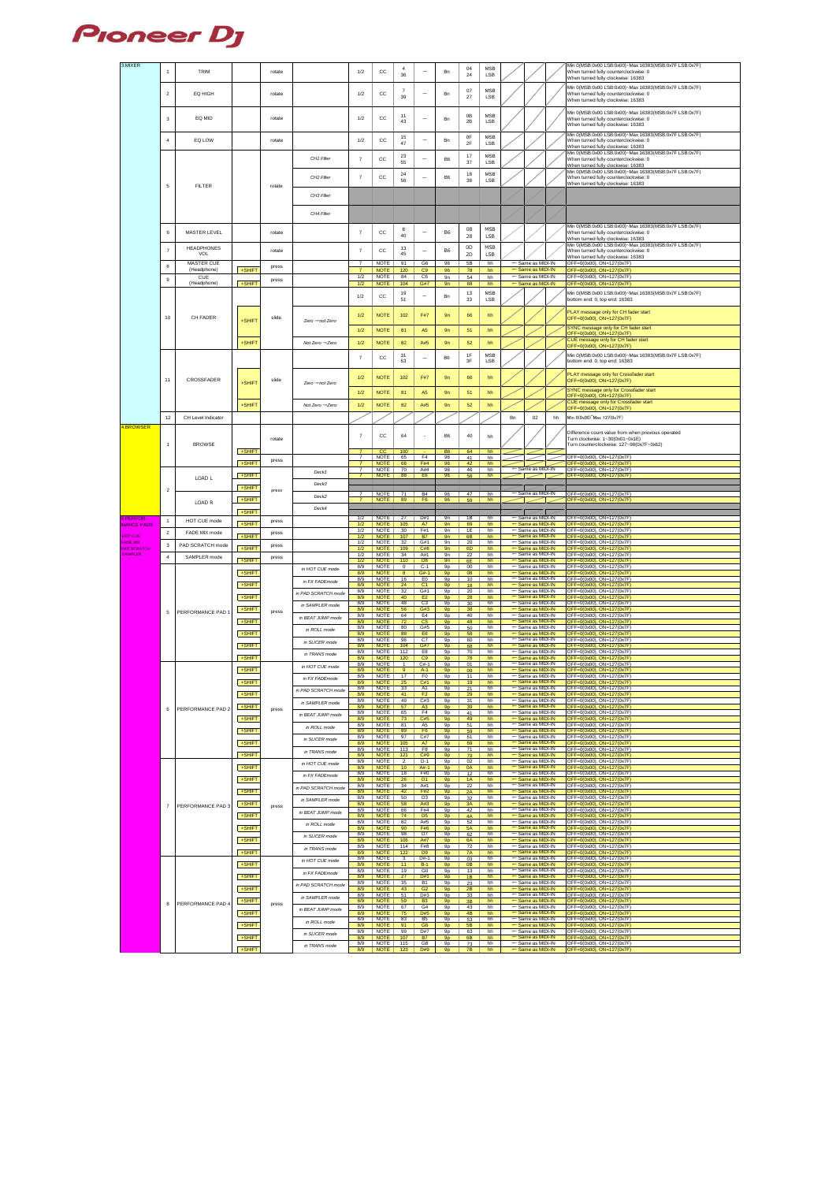| Section | No. | Name | SHIFT | Operation | Condition | Ch | Type | No. | Note | Status | Data1 | Data2 | LED Status | LED Data1 | LED Data2 | Remarks |
|---|---|---|---|---|---|---|---|---|---|---|---|---|---|---|---|---|
| 3.MIXER | 1 | TRIM | | rotate | | 1/2 | CC | 4 / 36 | – | Bn | 04 / 24 | MSB / LSB | | | | Min 0(MSB:0x00 LSB:0x00)~Max 16383(MSB:0x7F LSB:0x7F) When turned fully counterclockwise: 0 When turned fully clockwise: 16383 |
| | 2 | EQ HIGH | | rotate | | 1/2 | CC | 7 / 39 | – | Bn | 07 / 27 | MSB / LSB | | | | Min 0(MSB:0x00 LSB:0x00)~Max 16383(MSB:0x7F LSB:0x7F) When turned fully counterclockwise: 0 When turned fully clockwise: 16383 |
| | 3 | EQ MID | | rotate | | 1/2 | CC | 11 / 43 | – | Bn | 0B / 2B | MSB / LSB | | | | Min 0(MSB:0x00 LSB:0x00)~Max 16383(MSB:0x7F LSB:0x7F) When turned fully counterclockwise: 0 When turned fully clockwise: 16383 |
| | 4 | EQ LOW | | rotate | | 1/2 | CC | 15 / 47 | – | Bn | 0F / 2F | MSB / LSB | | | | Min 0(MSB:0x00 LSB:0x00)~Max 16383(MSB:0x7F LSB:0x7F) When turned fully counterclockwise: 0 When turned fully clockwise: 16383 |
| | 5 | FILTER | | rotate | CH1 Filter | 7 | CC | 23 / 55 | – | B6 | 17 / 37 | MSB / LSB | | | | Min 0(MSB:0x00 LSB:0x00)~Max 16383(MSB:0x7F LSB:0x7F) When turned fully counterclockwise: 0 When turned fully clockwise: 16383 |
| | | | | | CH2 Filter | 7 | CC | 24 / 56 | – | B6 | 18 / 38 | MSB / LSB | | | | Min 0(MSB:0x00 LSB:0x00)~Max 16383(MSB:0x7F LSB:0x7F) When turned fully counterclockwise: 0 When turned fully clockwise: 16383 |
| | | | | | CH3 Filter | | | | | | | | | | | |
| | | | | | CH4 Filter | | | | | | | | | | | |
| | 6 | MASTER LEVEL | | rotate | | 7 | CC | 8 / 40 | – | B6 | 08 / 28 | MSB / LSB | | | | Min 0(MSB:0x00 LSB:0x00)~Max 16383(MSB:0x7F LSB:0x7F) When turned fully counterclockwise: 0 When turned fully clockwise: 16383 |
| | 7 | HEADPHONES VOL | | rotate | | 7 | CC | 13 / 45 | – | B6 | 0D / 2D | MSB / LSB | | | | Min 0(MSB:0x00 LSB:0x00)~Max 16383(MSB:0x7F LSB:0x7F) When turned fully counterclockwise: 0 When turned fully clockwise: 16383 |
| | 8 | MASTER CUE (Headphone) | | press | | 7 | NOTE | 91 | G6 | 96 | 5B | hh | ← Same as MIDI-IN | | | OFF=0(0x00), ON=127(0x7F) |
| | | | +SHIFT | | | 7 | NOTE | 120 | C9 | 96 | 78 | hh | ← Same as MIDI-IN | | | OFF=0(0x00), ON=127(0x7F) |
| | 9 | CUE (Headphone) | | press | | 1/2 | NOTE | 84 | C6 | 9n | 54 | hh | ← Same as MIDI-IN | | | OFF=0(0x00), ON=127(0x7F) |
| | | | +SHIFT | | | 1/2 | NOTE | 104 | G#7 | 9n | 68 | hh | ← Same as MIDI-IN | | | OFF=0(0x00), ON=127(0x7F) |
| | 10 | CH FADER | | slide | | 1/2 | CC | 19 / 51 | – | Bn | 13 / 33 | MSB / LSB | | | | Min 0(MSB:0x00 LSB:0x00)~Max 16383(MSB:0x7F LSB:0x7F) bottom end: 0, top end: 16383 |
| | | | +SHIFT | | Zero→not Zero | 1/2 | NOTE | 102 | F#7 | 9n | 66 | hh | | | | PLAY message only for CH fader start OFF=0(0x00), ON=127(0x7F) |
| | | | | | | 1/2 | NOTE | 81 | A5 | 9n | 51 | hh | | | | SYNC message only for CH fader start OFF=0(0x00), ON=127(0x7F) |
| | | | +SHIFT | | Not Zero→Zero | 1/2 | NOTE | 82 | A#5 | 9n | 52 | hh | | | | CUE message only for CH fader start OFF=0(0x00), ON=127(0x7F) |
| | 11 | CROSSFADER | | slide | | 7 | CC | 31 / 63 | – | B6 | 1F / 3F | MSB / LSB | | | | Min 0(MSB:0x00 LSB:0x00)~Max 16383(MSB:0x7F LSB:0x7F) bottom end: 0, top end: 16383 |
| | | | +SHIFT | | Zero→not Zero | 1/2 | NOTE | 102 | F#7 | 9n | 66 | hh | | | | PLAY message only for Crossfader start OFF=0(0x00), ON=127(0x7F) |
| | | | | | | 1/2 | NOTE | 81 | A5 | 9n | 51 | hh | | | | SYNC message only for Crossfader start OFF=0(0x00), ON=127(0x7F) |
| | | | +SHIFT | | Not Zero→Zero | 1/2 | NOTE | 82 | A#5 | 9n | 52 | hh | | | | CUE message only for Crossfader start OFF=0(0x00), ON=127(0x7F) |
| | 12 | CH Level Indicator | | | | | | | | | | | Bn | 02 | hh | Min 0(0x00)~Max 127(0x7F) |
| 4.BROWSER | 1 | BROWSE | | rotate | | 7 | CC | 64 | - | B6 | 40 | hh | | | | Difference count value from when previous operated Turn clockwise: 1~30(0x01~0x1E) Turn counterclockwise: 127~98(0x7F~0x62) |
| | | | +SHIFT | | | 7 | CC | 100 | - | B6 | 64 | hh | | | | |
| | | | | press | | 7 | NOTE | 65 | F4 | 96 | 41 | hh | | | | OFF=0(0x00), ON=127(0x7F) |
| | | | +SHIFT | | | 7 | NOTE | 66 | F#4 | 96 | 42 | hh | | | | OFF=0(0x00), ON=127(0x7F) |
| | 2 | LOAD L | | press | Deck1 | 7 | NOTE | 70 | A#4 | 96 | 46 | hh | ← Same as MIDI-IN | | | OFF=0(0x00), ON=127(0x7F) |
| | | | +SHIFT | | | 7 | NOTE | 88 | E6 | 96 | 58 | hh | | | | OFF=0(0x00), ON=127(0x7F) |
| | | | | | Deck3 | | | | | | | | | | | |
| | | | +SHIFT | | | | | | | | | | | | | |
| | | LOAD R | | press | Deck2 | 7 | NOTE | 71 | B4 | 96 | 47 | hh | ← Same as MIDI-IN | | | OFF=0(0x00), ON=127(0x7F) |
| | | | +SHIFT | | | 7 | NOTE | 89 | F6 | 96 | 59 | hh | | | | OFF=0(0x00), ON=127(0x7F) |
| | | | | | Deck4 | | | | | | | | | | | |
| | | | +SHIFT | | | | | | | | | | | | | |
| 5.PERFORMANCE PADS (HOT CUE, FADE MIX, PAD SCRATCH, SAMPLER) | 1 | HOT CUE mode | | press | | 1/2 | NOTE | 27 | D#1 | 9n | 1B | hh | ← Same as MIDI-IN | | | OFF=0(0x00), ON=127(0x7F) |
| | | | +SHIFT | | | 1/2 | NOTE | 105 | A7 | 9n | 69 | hh | ← Same as MIDI-IN | | | OFF=0(0x00), ON=127(0x7F) |
| | 2 | FADE MIX mode | | press | | 1/2 | NOTE | 30 | F#1 | 9n | 1E | hh | ← Same as MIDI-IN | | | OFF=0(0x00), ON=127(0x7F) |
| | | | +SHIFT | | | 1/2 | NOTE | 107 | B7 | 9n | 6B | hh | ← Same as MIDI-IN | | | OFF=0(0x00), ON=127(0x7F) |
| | 3 | PAD SCRATCH mode | | press | | 1/2 | NOTE | 32 | G#1 | 9n | 20 | hh | ← Same as MIDI-IN | | | OFF=0(0x00), ON=127(0x7F) |
| | | | +SHIFT | | | 1/2 | NOTE | 109 | C#8 | 9n | 6D | hh | ← Same as MIDI-IN | | | OFF=0(0x00), ON=127(0x7F) |
| | 4 | SAMPLER mode | | press | | 1/2 | NOTE | 34 | A#1 | 9n | 22 | hh | ← Same as MIDI-IN | | | OFF=0(0x00), ON=127(0x7F) |
| | | | +SHIFT | | | 1/2 | NOTE | 110 | D8 | 9n | 6E | hh | ← Same as MIDI-IN | | | OFF=0(0x00), ON=127(0x7F) |
| | 5 | PERFORMANCE PAD 1 | | press | in HOT CUE mode | 8/9 | NOTE | 0 | C-1 | 9p | 00 | hh | ← Same as MIDI-IN | | | OFF=0(0x00), ON=127(0x7F) |
| | | | +SHIFT | | | 8/9 | NOTE | 8 | G#-1 | 9p | 08 | hh | ← Same as MIDI-IN | | | OFF=0(0x00), ON=127(0x7F) |
| | | | | | in FX FADEmode | 8/9 | NOTE | 16 | E0 | 9p | 10 | hh | ← Same as MIDI-IN | | | OFF=0(0x00), ON=127(0x7F) |
| | | | +SHIFT | | | 8/9 | NOTE | 24 | C1 | 9p | 18 | hh | ← Same as MIDI-IN | | | OFF=0(0x00), ON=127(0x7F) |
| | | | | | in PAD SCRATCH mode | 8/9 | NOTE | 32 | G#1 | 9p | 20 | hh | ← Same as MIDI-IN | | | OFF=0(0x00), ON=127(0x7F) |
| | | | +SHIFT | | | 8/9 | NOTE | 40 | E2 | 9p | 28 | hh | ← Same as MIDI-IN | | | OFF=0(0x00), ON=127(0x7F) |
| | | | | | in SAMPLER mode | 8/9 | NOTE | 48 | C3 | 9p | 30 | hh | ← Same as MIDI-IN | | | OFF=0(0x00), ON=127(0x7F) |
| | | | +SHIFT | | | 8/9 | NOTE | 56 | G#3 | 9p | 38 | hh | ← Same as MIDI-IN | | | OFF=0(0x00), ON=127(0x7F) |
| | | | | | in BEAT JUMP mode | 8/9 | NOTE | 64 | E4 | 9p | 40 | hh | ← Same as MIDI-IN | | | OFF=0(0x00), ON=127(0x7F) |
| | | | +SHIFT | | | 8/9 | NOTE | 72 | C5 | 9p | 48 | hh | ← Same as MIDI-IN | | | OFF=0(0x00), ON=127(0x7F) |
| | | | | | in ROLL mode | 8/9 | NOTE | 80 | G#5 | 9p | 50 | hh | ← Same as MIDI-IN | | | OFF=0(0x00), ON=127(0x7F) |
| | | | +SHIFT | | | 8/9 | NOTE | 88 | E6 | 9p | 58 | hh | ← Same as MIDI-IN | | | OFF=0(0x00), ON=127(0x7F) |
| | | | | | in SLICER mode | 8/9 | NOTE | 96 | C7 | 9p | 60 | hh | ← Same as MIDI-IN | | | OFF=0(0x00), ON=127(0x7F) |
| | | | +SHIFT | | | 8/9 | NOTE | 104 | G#7 | 9p | 68 | hh | ← Same as MIDI-IN | | | OFF=0(0x00), ON=127(0x7F) |
| | | | | | in TRANS mode | 8/9 | NOTE | 112 | E8 | 9p | 70 | hh | ← Same as MIDI-IN | | | OFF=0(0x00), ON=127(0x7F) |
| | | | +SHIFT | | | 8/9 | NOTE | 120 | C9 | 9p | 78 | hh | ← Same as MIDI-IN | | | OFF=0(0x00), ON=127(0x7F) |
| | 6 | PERFORMANCE PAD 2 | | press | in HOT CUE mode | 8/9 | NOTE | 1 | C#-1 | 9p | 01 | hh | ← Same as MIDI-IN | | | OFF=0(0x00), ON=127(0x7F) |
| | | | +SHIFT | | | 8/9 | NOTE | 9 | A-1 | 9p | 09 | hh | ← Same as MIDI-IN | | | OFF=0(0x00), ON=127(0x7F) |
| | | | | | in FX FADEmode | 8/9 | NOTE | 17 | F0 | 9p | 11 | hh | ← Same as MIDI-IN | | | OFF=0(0x00), ON=127(0x7F) |
| | | | +SHIFT | | | 8/9 | NOTE | 25 | C#1 | 9p | 19 | hh | ← Same as MIDI-IN | | | OFF=0(0x00), ON=127(0x7F) |
| | | | | | in PAD SCRATCH mode | 8/9 | NOTE | 33 | A1 | 9p | 21 | hh | ← Same as MIDI-IN | | | OFF=0(0x00), ON=127(0x7F) |
| | | | +SHIFT | | | 8/9 | NOTE | 41 | F2 | 9p | 29 | hh | ← Same as MIDI-IN | | | OFF=0(0x00), ON=127(0x7F) |
| | | | | | in SAMPLER mode | 8/9 | NOTE | 49 | C#3 | 9p | 31 | hh | ← Same as MIDI-IN | | | OFF=0(0x00), ON=127(0x7F) |
| | | | +SHIFT | | | 8/9 | NOTE | 57 | A3 | 9p | 39 | hh | ← Same as MIDI-IN | | | OFF=0(0x00), ON=127(0x7F) |
| | | | | | in BEAT JUMP mode | 8/9 | NOTE | 65 | F4 | 9p | 41 | hh | ← Same as MIDI-IN | | | OFF=0(0x00), ON=127(0x7F) |
| | | | +SHIFT | | | 8/9 | NOTE | 73 | C#5 | 9p | 49 | hh | ← Same as MIDI-IN | | | OFF=0(0x00), ON=127(0x7F) |
| | | | | | in ROLL mode | 8/9 | NOTE | 81 | A5 | 9p | 51 | hh | ← Same as MIDI-IN | | | OFF=0(0x00), ON=127(0x7F) |
| | | | +SHIFT | | | 8/9 | NOTE | 89 | F6 | 9p | 59 | hh | ← Same as MIDI-IN | | | OFF=0(0x00), ON=127(0x7F) |
| | | | | | in SLICER mode | 8/9 | NOTE | 97 | C#7 | 9p | 61 | hh | ← Same as MIDI-IN | | | OFF=0(0x00), ON=127(0x7F) |
| | | | +SHIFT | | | 8/9 | NOTE | 105 | A7 | 9p | 69 | hh | ← Same as MIDI-IN | | | OFF=0(0x00), ON=127(0x7F) |
| | | | | | in TRANS mode | 8/9 | NOTE | 113 | F8 | 9p | 71 | hh | ← Same as MIDI-IN | | | OFF=0(0x00), ON=127(0x7F) |
| | | | +SHIFT | | | 8/9 | NOTE | 121 | C#9 | 9p | 79 | hh | ← Same as MIDI-IN | | | OFF=0(0x00), ON=127(0x7F) |
| | 7 | PERFORMANCE PAD 3 | | press | in HOT CUE mode | 8/9 | NOTE | 2 | D-1 | 9p | 02 | hh | ← Same as MIDI-IN | | | OFF=0(0x00), ON=127(0x7F) |
| | | | +SHIFT | | | 8/9 | NOTE | 10 | A#-1 | 9p | 0A | hh | ← Same as MIDI-IN | | | OFF=0(0x00), ON=127(0x7F) |
| | | | | | in FX FADEmode | 8/9 | NOTE | 18 | F#0 | 9p | 12 | hh | ← Same as MIDI-IN | | | OFF=0(0x00), ON=127(0x7F) |
| | | | +SHIFT | | | 8/9 | NOTE | 26 | D1 | 9p | 1A | hh | ← Same as MIDI-IN | | | OFF=0(0x00), ON=127(0x7F) |
| | | | | | in PAD SCRATCH mode | 8/9 | NOTE | 34 | A#1 | 9p | 22 | hh | ← Same as MIDI-IN | | | OFF=0(0x00), ON=127(0x7F) |
| | | | +SHIFT | | | 8/9 | NOTE | 42 | F#2 | 9p | 2A | hh | ← Same as MIDI-IN | | | OFF=0(0x00), ON=127(0x7F) |
| | | | | | in SAMPLER mode | 8/9 | NOTE | 50 | D3 | 9p | 32 | hh | ← Same as MIDI-IN | | | OFF=0(0x00), ON=127(0x7F) |
| | | | +SHIFT | | | 8/9 | NOTE | 58 | A#3 | 9p | 3A | hh | ← Same as MIDI-IN | | | OFF=0(0x00), ON=127(0x7F) |
| | | | | | in BEAT JUMP mode | 8/9 | NOTE | 66 | F#4 | 9p | 42 | hh | ← Same as MIDI-IN | | | OFF=0(0x00), ON=127(0x7F) |
| | | | +SHIFT | | | 8/9 | NOTE | 74 | D5 | 9p | 4A | hh | ← Same as MIDI-IN | | | OFF=0(0x00), ON=127(0x7F) |
| | | | | | in ROLL mode | 8/9 | NOTE | 82 | A#5 | 9p | 52 | hh | ← Same as MIDI-IN | | | OFF=0(0x00), ON=127(0x7F) |
| | | | +SHIFT | | | 8/9 | NOTE | 90 | F#6 | 9p | 5A | hh | ← Same as MIDI-IN | | | OFF=0(0x00), ON=127(0x7F) |
| | | | | | in SLICER mode | 8/9 | NOTE | 98 | D7 | 9p | 62 | hh | ← Same as MIDI-IN | | | OFF=0(0x00), ON=127(0x7F) |
| | | | +SHIFT | | | 8/9 | NOTE | 106 | A#7 | 9p | 6A | hh | ← Same as MIDI-IN | | | OFF=0(0x00), ON=127(0x7F) |
| | | | | | in TRANS mode | 8/9 | NOTE | 114 | F#8 | 9p | 72 | hh | ← Same as MIDI-IN | | | OFF=0(0x00), ON=127(0x7F) |
| | | | +SHIFT | | | 8/9 | NOTE | 122 | D9 | 9p | 7A | hh | ← Same as MIDI-IN | | | OFF=0(0x00), ON=127(0x7F) |
| | 8 | PERFORMANCE PAD 4 | | press | in HOT CUE mode | 8/9 | NOTE | 3 | D#-1 | 9p | 03 | hh | ← Same as MIDI-IN | | | OFF=0(0x00), ON=127(0x7F) |
| | | | +SHIFT | | | 8/9 | NOTE | 11 | B-1 | 9p | 0B | hh | ← Same as MIDI-IN | | | OFF=0(0x00), ON=127(0x7F) |
| | | | | | in FX FADEmode | 8/9 | NOTE | 19 | G0 | 9p | 13 | hh | ← Same as MIDI-IN | | | OFF=0(0x00), ON=127(0x7F) |
| | | | +SHIFT | | | 8/9 | NOTE | 27 | D#1 | 9p | 1B | hh | ← Same as MIDI-IN | | | OFF=0(0x00), ON=127(0x7F) |
| | | | | | in PAD SCRATCH mode | 8/9 | NOTE | 35 | B1 | 9p | 23 | hh | ← Same as MIDI-IN | | | OFF=0(0x00), ON=127(0x7F) |
| | | | +SHIFT | | | 8/9 | NOTE | 43 | G2 | 9p | 2B | hh | ← Same as MIDI-IN | | | OFF=0(0x00), ON=127(0x7F) |
| | | | | | in SAMPLER mode | 8/9 | NOTE | 51 | D#3 | 9p | 33 | hh | ← Same as MIDI-IN | | | OFF=0(0x00), ON=127(0x7F) |
| | | | +SHIFT | | | 8/9 | NOTE | 59 | B3 | 9p | 3B | hh | ← Same as MIDI-IN | | | OFF=0(0x00), ON=127(0x7F) |
| | | | | | in BEAT JUMP mode | 8/9 | NOTE | 67 | G4 | 9p | 43 | hh | ← Same as MIDI-IN | | | OFF=0(0x00), ON=127(0x7F) |
| | | | +SHIFT | | | 8/9 | NOTE | 75 | D#5 | 9p | 4B | hh | ← Same as MIDI-IN | | | OFF=0(0x00), ON=127(0x7F) |
| | | | | | in ROLL mode | 8/9 | NOTE | 83 | B5 | 9p | 53 | hh | ← Same as MIDI-IN | | | OFF=0(0x00), ON=127(0x7F) |
| | | | +SHIFT | | | 8/9 | NOTE | 91 | G6 | 9p | 5B | hh | ← Same as MIDI-IN | | | OFF=0(0x00), ON=127(0x7F) |
| | | | | | in SLICER mode | 8/9 | NOTE | 99 | D#7 | 9p | 63 | hh | ← Same as MIDI-IN | | | OFF=0(0x00), ON=127(0x7F) |
| | | | +SHIFT | | | 8/9 | NOTE | 107 | B7 | 9p | 6B | hh | ← Same as MIDI-IN | | | OFF=0(0x00), ON=127(0x7F) |
| | | | | | in TRANS mode | 8/9 | NOTE | 115 | G8 | 9p | 73 | hh | ← Same as MIDI-IN | | | OFF=0(0x00), ON=127(0x7F) |
| | | | +SHIFT | | | 8/9 | NOTE | 123 | D#9 | 9p | 7B | hh | ← Same as MIDI-IN | | | OFF=0(0x00), ON=127(0x7F) |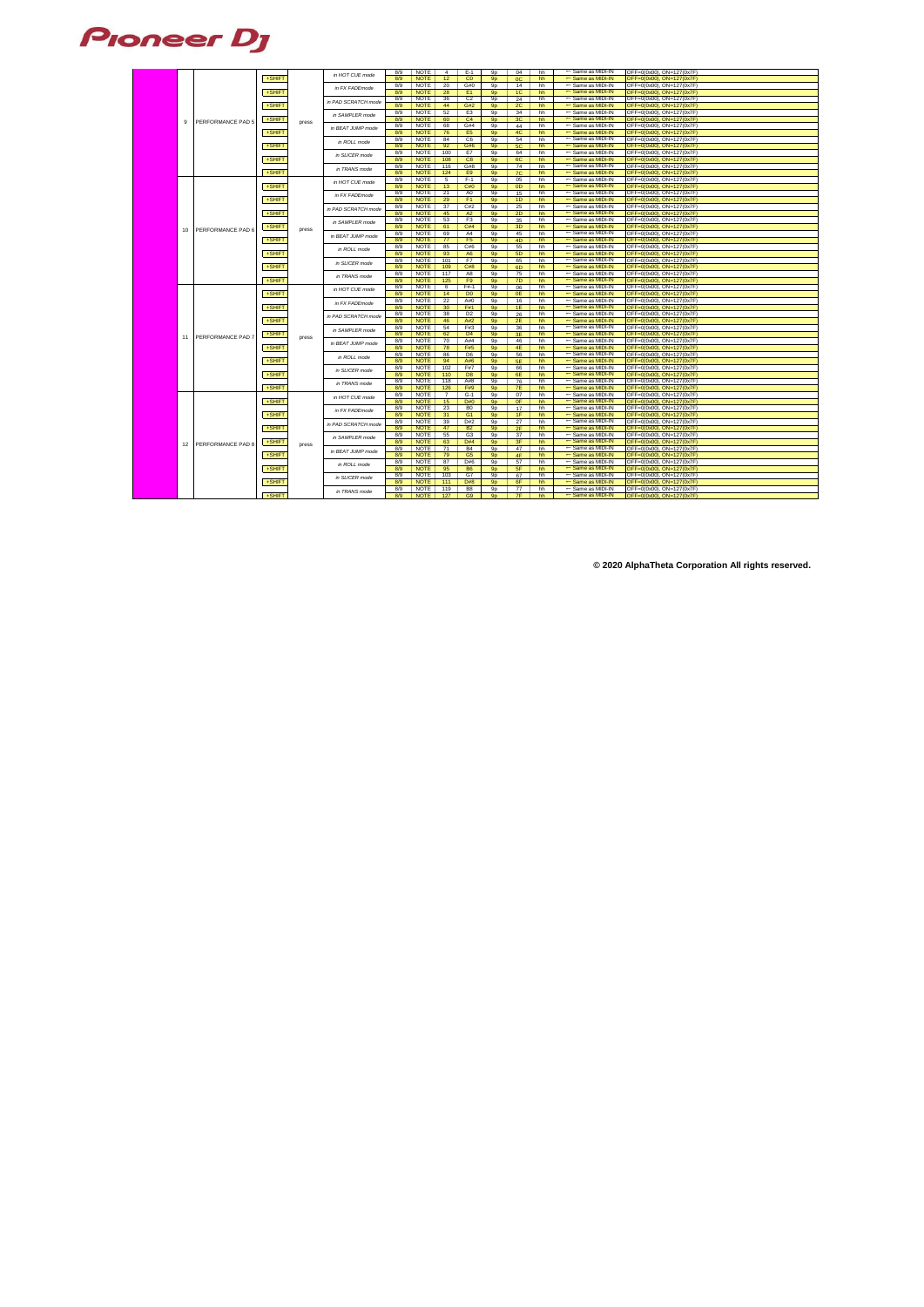| | | | | | | | | | | | | | |
|---|---|---|---|---|---|---|---|---|---|---|---|---|---|
| 9 | PERFORMANCE PAD 5 | | press | in HOT CUE mode | 8/9 | NOTE | 4 | E-1 | 9p | 04 | hh | ← Same as MIDI-IN | OFF=0(0x00), ON=127(0x7F) |
| | | +SHIFT | | | 8/9 | NOTE | 12 | C0 | 9p | 0C | hh | ← Same as MIDI-IN | OFF=0(0x00), ON=127(0x7F) |
| | | | | in FX FADEmode | 8/9 | NOTE | 20 | G#0 | 9p | 14 | hh | ← Same as MIDI-IN | OFF=0(0x00), ON=127(0x7F) |
| | | +SHIFT | | | 8/9 | NOTE | 28 | E1 | 9p | 1C | hh | ← Same as MIDI-IN | OFF=0(0x00), ON=127(0x7F) |
| | | | | in PAD SCRATCH mode | 8/9 | NOTE | 36 | C2 | 9p | 24 | hh | ← Same as MIDI-IN | OFF=0(0x00), ON=127(0x7F) |
| | | +SHIFT | | | 8/9 | NOTE | 44 | G#2 | 9p | 2C | hh | ← Same as MIDI-IN | OFF=0(0x00), ON=127(0x7F) |
| | | | | in SAMPLER mode | 8/9 | NOTE | 52 | E3 | 9p | 34 | hh | ← Same as MIDI-IN | OFF=0(0x00), ON=127(0x7F) |
| | | +SHIFT | | | 8/9 | NOTE | 60 | C4 | 9p | 3C | hh | ← Same as MIDI-IN | OFF=0(0x00), ON=127(0x7F) |
| | | | | in BEAT JUMP mode | 8/9 | NOTE | 68 | G#4 | 9p | 44 | hh | ← Same as MIDI-IN | OFF=0(0x00), ON=127(0x7F) |
| | | +SHIFT | | | 8/9 | NOTE | 76 | E5 | 9p | 4C | hh | ← Same as MIDI-IN | OFF=0(0x00), ON=127(0x7F) |
| | | | | in ROLL mode | 8/9 | NOTE | 84 | C6 | 9p | 54 | hh | ← Same as MIDI-IN | OFF=0(0x00), ON=127(0x7F) |
| | | +SHIFT | | | 8/9 | NOTE | 92 | G#6 | 9p | 5C | hh | ← Same as MIDI-IN | OFF=0(0x00), ON=127(0x7F) |
| | | | | in SLICER mode | 8/9 | NOTE | 100 | E7 | 9p | 64 | hh | ← Same as MIDI-IN | OFF=0(0x00), ON=127(0x7F) |
| | | +SHIFT | | | 8/9 | NOTE | 108 | C8 | 9p | 6C | hh | ← Same as MIDI-IN | OFF=0(0x00), ON=127(0x7F) |
| | | | | in TRANS mode | 8/9 | NOTE | 116 | G#8 | 9p | 74 | hh | ← Same as MIDI-IN | OFF=0(0x00), ON=127(0x7F) |
| | | +SHIFT | | | 8/9 | NOTE | 124 | E9 | 9p | 7C | hh | ← Same as MIDI-IN | OFF=0(0x00), ON=127(0x7F) |
| 10 | PERFORMANCE PAD 6 | | press | in HOT CUE mode | 8/9 | NOTE | 5 | F-1 | 9p | 05 | hh | ← Same as MIDI-IN | OFF=0(0x00), ON=127(0x7F) |
| | | +SHIFT | | | 8/9 | NOTE | 13 | C#0 | 9p | 0D | hh | ← Same as MIDI-IN | OFF=0(0x00), ON=127(0x7F) |
| | | | | in FX FADEmode | 8/9 | NOTE | 21 | A0 | 9p | 15 | hh | ← Same as MIDI-IN | OFF=0(0x00), ON=127(0x7F) |
| | | +SHIFT | | | 8/9 | NOTE | 29 | F1 | 9p | 1D | hh | ← Same as MIDI-IN | OFF=0(0x00), ON=127(0x7F) |
| | | | | in PAD SCRATCH mode | 8/9 | NOTE | 37 | C#2 | 9p | 25 | hh | ← Same as MIDI-IN | OFF=0(0x00), ON=127(0x7F) |
| | | +SHIFT | | | 8/9 | NOTE | 45 | A2 | 9p | 2D | hh | ← Same as MIDI-IN | OFF=0(0x00), ON=127(0x7F) |
| | | | | in SAMPLER mode | 8/9 | NOTE | 53 | F3 | 9p | 35 | hh | ← Same as MIDI-IN | OFF=0(0x00), ON=127(0x7F) |
| | | +SHIFT | | | 8/9 | NOTE | 61 | C#4 | 9p | 3D | hh | ← Same as MIDI-IN | OFF=0(0x00), ON=127(0x7F) |
| | | | | in BEAT JUMP mode | 8/9 | NOTE | 69 | A4 | 9p | 45 | hh | ← Same as MIDI-IN | OFF=0(0x00), ON=127(0x7F) |
| | | +SHIFT | | | 8/9 | NOTE | 77 | F5 | 9p | 4D | hh | ← Same as MIDI-IN | OFF=0(0x00), ON=127(0x7F) |
| | | | | in ROLL mode | 8/9 | NOTE | 85 | C#6 | 9p | 55 | hh | ← Same as MIDI-IN | OFF=0(0x00), ON=127(0x7F) |
| | | +SHIFT | | | 8/9 | NOTE | 93 | A6 | 9p | 5D | hh | ← Same as MIDI-IN | OFF=0(0x00), ON=127(0x7F) |
| | | | | in SLICER mode | 8/9 | NOTE | 101 | F7 | 9p | 65 | hh | ← Same as MIDI-IN | OFF=0(0x00), ON=127(0x7F) |
| | | +SHIFT | | | 8/9 | NOTE | 109 | C#8 | 9p | 6D | hh | ← Same as MIDI-IN | OFF=0(0x00), ON=127(0x7F) |
| | | | | in TRANS mode | 8/9 | NOTE | 117 | A8 | 9p | 75 | hh | ← Same as MIDI-IN | OFF=0(0x00), ON=127(0x7F) |
| | | +SHIFT | | | 8/9 | NOTE | 125 | F9 | 9p | 7D | hh | ← Same as MIDI-IN | OFF=0(0x00), ON=127(0x7F) |
| 11 | PERFORMANCE PAD 7 | | press | in HOT CUE mode | 8/9 | NOTE | 6 | F#-1 | 9p | 06 | hh | ← Same as MIDI-IN | OFF=0(0x00), ON=127(0x7F) |
| | | +SHIFT | | | 8/9 | NOTE | 14 | D0 | 9p | 0E | hh | ← Same as MIDI-IN | OFF=0(0x00), ON=127(0x7F) |
| | | | | in FX FADEmode | 8/9 | NOTE | 22 | A#0 | 9p | 16 | hh | ← Same as MIDI-IN | OFF=0(0x00), ON=127(0x7F) |
| | | +SHIFT | | | 8/9 | NOTE | 30 | F#1 | 9p | 1E | hh | ← Same as MIDI-IN | OFF=0(0x00), ON=127(0x7F) |
| | | | | in PAD SCRATCH mode | 8/9 | NOTE | 38 | D2 | 9p | 26 | hh | ← Same as MIDI-IN | OFF=0(0x00), ON=127(0x7F) |
| | | +SHIFT | | | 8/9 | NOTE | 46 | A#2 | 9p | 2E | hh | ← Same as MIDI-IN | OFF=0(0x00), ON=127(0x7F) |
| | | | | in SAMPLER mode | 8/9 | NOTE | 54 | F#3 | 9p | 36 | hh | ← Same as MIDI-IN | OFF=0(0x00), ON=127(0x7F) |
| | | +SHIFT | | | 8/9 | NOTE | 62 | D4 | 9p | 3E | hh | ← Same as MIDI-IN | OFF=0(0x00), ON=127(0x7F) |
| | | | | in BEAT JUMP mode | 8/9 | NOTE | 70 | A#4 | 9p | 46 | hh | ← Same as MIDI-IN | OFF=0(0x00), ON=127(0x7F) |
| | | +SHIFT | | | 8/9 | NOTE | 78 | F#5 | 9p | 4E | hh | ← Same as MIDI-IN | OFF=0(0x00), ON=127(0x7F) |
| | | | | in ROLL mode | 8/9 | NOTE | 86 | D6 | 9p | 56 | hh | ← Same as MIDI-IN | OFF=0(0x00), ON=127(0x7F) |
| | | +SHIFT | | | 8/9 | NOTE | 94 | A#6 | 9p | 5E | hh | ← Same as MIDI-IN | OFF=0(0x00), ON=127(0x7F) |
| | | | | in SLICER mode | 8/9 | NOTE | 102 | F#7 | 9p | 66 | hh | ← Same as MIDI-IN | OFF=0(0x00), ON=127(0x7F) |
| | | +SHIFT | | | 8/9 | NOTE | 110 | D8 | 9p | 6E | hh | ← Same as MIDI-IN | OFF=0(0x00), ON=127(0x7F) |
| | | | | in TRANS mode | 8/9 | NOTE | 118 | A#8 | 9p | 76 | hh | ← Same as MIDI-IN | OFF=0(0x00), ON=127(0x7F) |
| | | +SHIFT | | | 8/9 | NOTE | 126 | F#9 | 9p | 7E | hh | ← Same as MIDI-IN | OFF=0(0x00), ON=127(0x7F) |
| 12 | PERFORMANCE PAD 8 | | press | in HOT CUE mode | 8/9 | NOTE | 7 | G-1 | 9p | 07 | hh | ← Same as MIDI-IN | OFF=0(0x00), ON=127(0x7F) |
| | | +SHIFT | | | 8/9 | NOTE | 15 | D#0 | 9p | 0F | hh | ← Same as MIDI-IN | OFF=0(0x00), ON=127(0x7F) |
| | | | | in FX FADEmode | 8/9 | NOTE | 23 | B0 | 9p | 17 | hh | ← Same as MIDI-IN | OFF=0(0x00), ON=127(0x7F) |
| | | +SHIFT | | | 8/9 | NOTE | 31 | G1 | 9p | 1F | hh | ← Same as MIDI-IN | OFF=0(0x00), ON=127(0x7F) |
| | | | | in PAD SCRATCH mode | 8/9 | NOTE | 39 | D#2 | 9p | 27 | hh | ← Same as MIDI-IN | OFF=0(0x00), ON=127(0x7F) |
| | | +SHIFT | | | 8/9 | NOTE | 47 | B2 | 9p | 2F | hh | ← Same as MIDI-IN | OFF=0(0x00), ON=127(0x7F) |
| | | | | in SAMPLER mode | 8/9 | NOTE | 55 | G3 | 9p | 37 | hh | ← Same as MIDI-IN | OFF=0(0x00), ON=127(0x7F) |
| | | +SHIFT | | | 8/9 | NOTE | 63 | D#4 | 9p | 3F | hh | ← Same as MIDI-IN | OFF=0(0x00), ON=127(0x7F) |
| | | | | in BEAT JUMP mode | 8/9 | NOTE | 71 | B4 | 9p | 47 | hh | ← Same as MIDI-IN | OFF=0(0x00), ON=127(0x7F) |
| | | +SHIFT | | | 8/9 | NOTE | 79 | G5 | 9p | 4F | hh | ← Same as MIDI-IN | OFF=0(0x00), ON=127(0x7F) |
| | | | | in ROLL mode | 8/9 | NOTE | 87 | D#6 | 9p | 57 | hh | ← Same as MIDI-IN | OFF=0(0x00), ON=127(0x7F) |
| | | +SHIFT | | | 8/9 | NOTE | 95 | B6 | 9p | 5F | hh | ← Same as MIDI-IN | OFF=0(0x00), ON=127(0x7F) |
| | | | | in SLICER mode | 8/9 | NOTE | 103 | G7 | 9p | 67 | hh | ← Same as MIDI-IN | OFF=0(0x00), ON=127(0x7F) |
| | | +SHIFT | | | 8/9 | NOTE | 111 | D#8 | 9p | 6F | hh | ← Same as MIDI-IN | OFF=0(0x00), ON=127(0x7F) |
| | | | | in TRANS mode | 8/9 | NOTE | 119 | B8 | 9p | 77 | hh | ← Same as MIDI-IN | OFF=0(0x00), ON=127(0x7F) |
| | | +SHIFT | | | 8/9 | NOTE | 127 | G9 | 9p | 7F | hh | ← Same as MIDI-IN | OFF=0(0x00), ON=127(0x7F) |

**© 2020 AlphaTheta Corporation All rights reserved.**